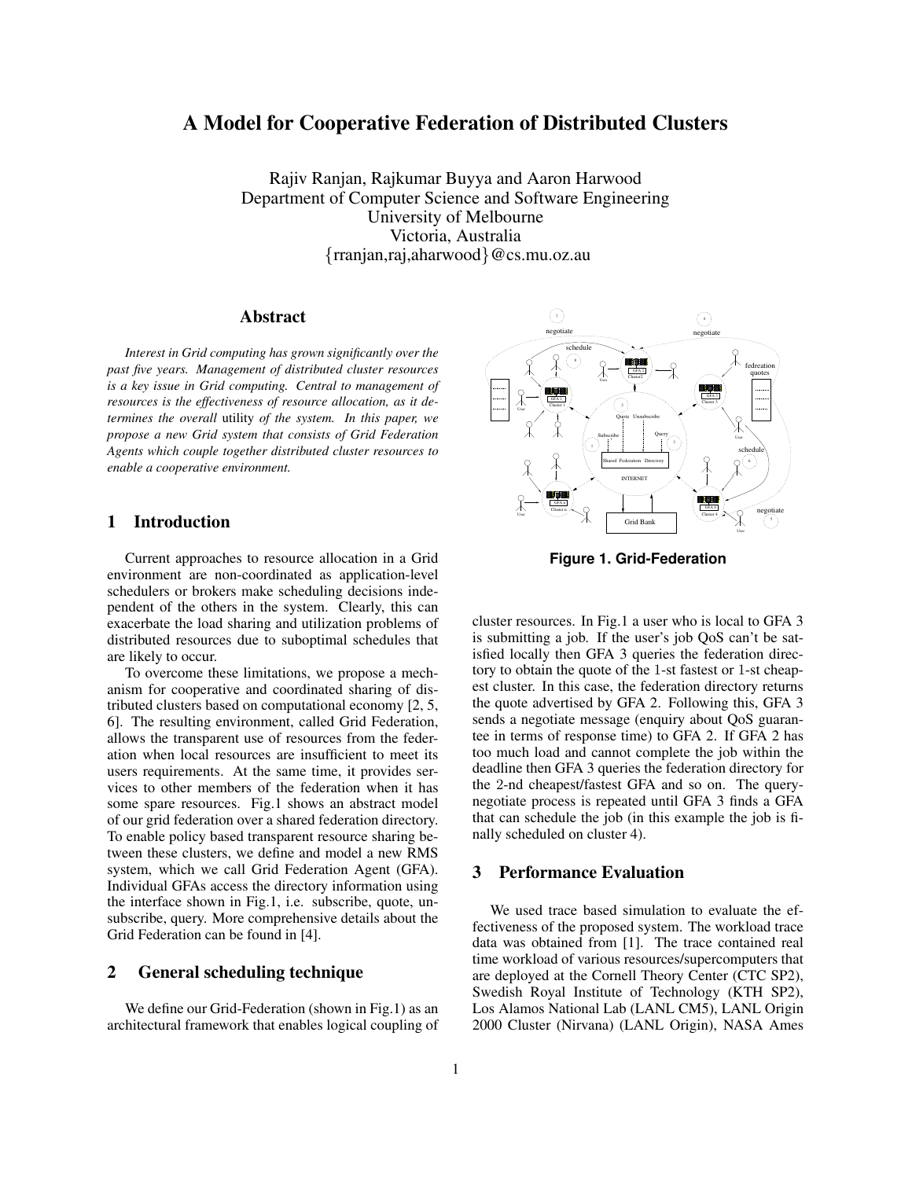# A Model for Cooperative Federation of Distributed Clusters

Rajiv Ranjan, Rajkumar Buyya and Aaron Harwood
Department of Computer Science and Software Engineering
University of Melbourne
Victoria, Australia
{rranjan,raj,aharwood}@cs.mu.oz.au

## Abstract

*Interest in Grid computing has grown significantly over the past five years. Management of distributed cluster resources is a key issue in Grid computing. Central to management of resources is the effectiveness of resource allocation, as it determines the overall* utility *of the system. In this paper, we propose a new Grid system that consists of Grid Federation Agents which couple together distributed cluster resources to enable a cooperative environment.*

## 1 Introduction

Current approaches to resource allocation in a Grid environment are non-coordinated as application-level schedulers or brokers make scheduling decisions independent of the others in the system. Clearly, this can exacerbate the load sharing and utilization problems of distributed resources due to suboptimal schedules that are likely to occur.

To overcome these limitations, we propose a mechanism for cooperative and coordinated sharing of distributed clusters based on computational economy [2, 5, 6]. The resulting environment, called Grid Federation, allows the transparent use of resources from the federation when local resources are insufficient to meet its users requirements. At the same time, it provides services to other members of the federation when it has some spare resources. Fig.1 shows an abstract model of our grid federation over a shared federation directory. To enable policy based transparent resource sharing between these clusters, we define and model a new RMS system, which we call Grid Federation Agent (GFA). Individual GFAs access the directory information using the interface shown in Fig.1, i.e. subscribe, quote, unsubscribe, query. More comprehensive details about the Grid Federation can be found in [4].

## 2 General scheduling technique

We define our Grid-Federation (shown in Fig.1) as an architectural framework that enables logical coupling of cluster resources. In Fig.1 a user who is local to GFA 3 is submitting a job. If the user's job QoS can't be satisfied locally then GFA 3 queries the federation directory to obtain the quote of the 1-st fastest or 1-st cheapest cluster. In this case, the federation directory returns the quote advertised by GFA 2. Following this, GFA 3 sends a negotiate message (enquiry about QoS guarantee in terms of response time) to GFA 2. If GFA 2 has too much load and cannot complete the job within the deadline then GFA 3 queries the federation directory for the 2-nd cheapest/fastest GFA and so on. The query-negotiate process is repeated until GFA 3 finds a GFA that can schedule the job (in this example the job is finally scheduled on cluster 4).

**Figure 1. Grid-Federation**

## 3 Performance Evaluation

We used trace based simulation to evaluate the effectiveness of the proposed system. The workload trace data was obtained from [1]. The trace contained real time workload of various resources/supercomputers that are deployed at the Cornell Theory Center (CTC SP2), Swedish Royal Institute of Technology (KTH SP2), Los Alamos National Lab (LANL CM5), LANL Origin 2000 Cluster (Nirvana) (LANL Origin), NASA Ames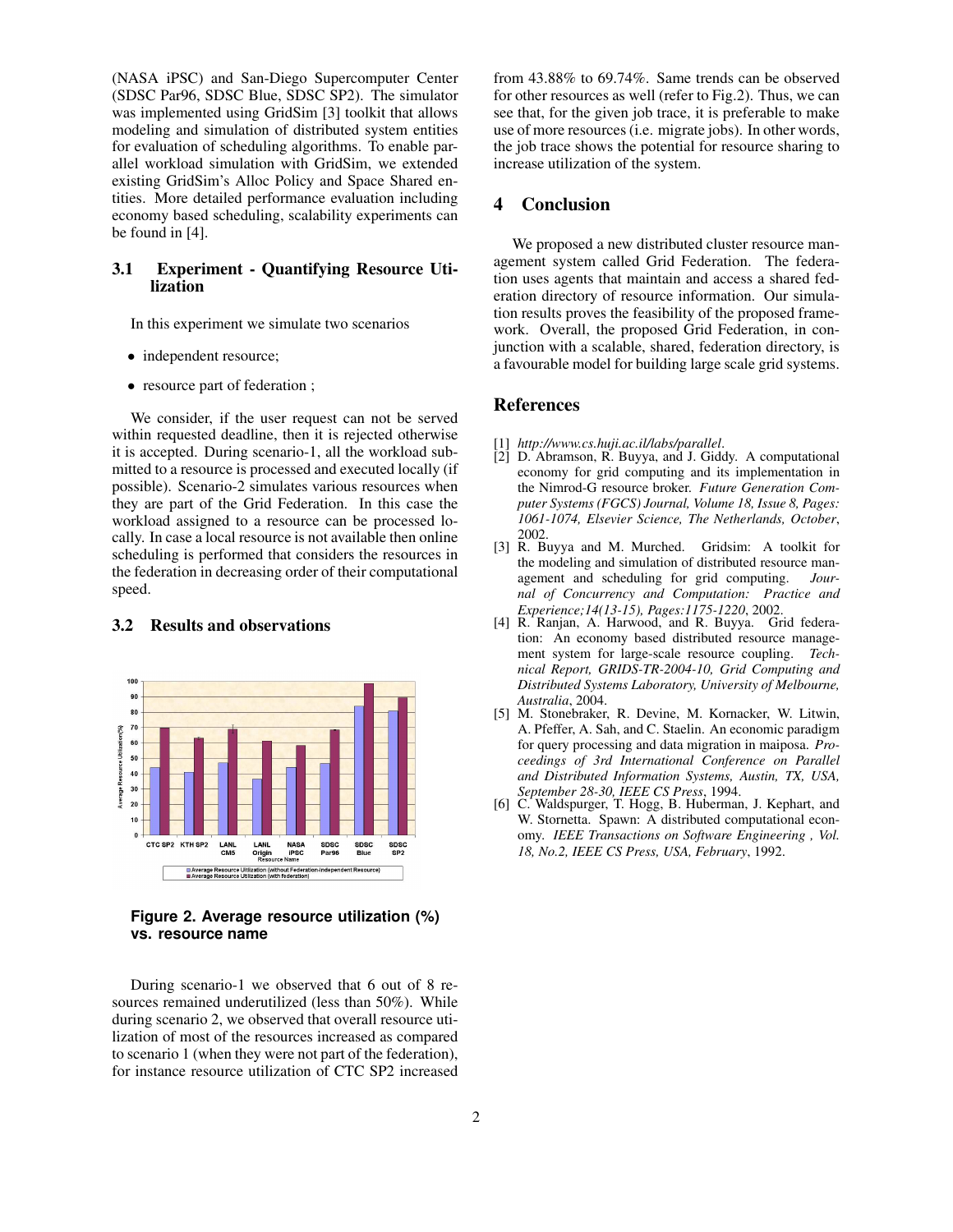(NASA iPSC) and San-Diego Supercomputer Center (SDSC Par96, SDSC Blue, SDSC SP2). The simulator was implemented using GridSim [3] toolkit that allows modeling and simulation of distributed system entities for evaluation of scheduling algorithms. To enable parallel workload simulation with GridSim, we extended existing GridSim's Alloc Policy and Space Shared entities. More detailed performance evaluation including economy based scheduling, scalability experiments can be found in [4].

### 3.1 Experiment - Quantifying Resource Utilization

In this experiment we simulate two scenarios

- independent resource;
- resource part of federation ;

We consider, if the user request can not be served within requested deadline, then it is rejected otherwise it is accepted. During scenario-1, all the workload submitted to a resource is processed and executed locally (if possible). Scenario-2 simulates various resources when they are part of the Grid Federation. In this case the workload assigned to a resource can be processed locally. In case a local resource is not available then online scheduling is performed that considers the resources in the federation in decreasing order of their computational speed.

### 3.2 Results and observations

Average Resource Utilization(%)

100
90
80
70
60
50
40
30
20
10
0

CTC SP2
KTH SP2
LANL CM5
LANL Origin
NASA iPSC
SDSC Par96
SDSC Blue
SDSC SP2

Resource Name

Average Resource Utilization (without Federation-independent Resource)
Average Resource Utilization (with federation)

**Figure 2. Average resource utilization (%) vs. resource name**

During scenario-1 we observed that 6 out of 8 resources remained underutilized (less than 50%). While during scenario 2, we observed that overall resource utilization of most of the resources increased as compared to scenario 1 (when they were not part of the federation), for instance resource utilization of CTC SP2 increased from 43.88% to 69.74%. Same trends can be observed for other resources as well (refer to Fig.2). Thus, we can see that, for the given job trace, it is preferable to make use of more resources (i.e. migrate jobs). In other words, the job trace shows the potential for resource sharing to increase utilization of the system.

## 4 Conclusion

We proposed a new distributed cluster resource management system called Grid Federation. The federation uses agents that maintain and access a shared federation directory of resource information. Our simulation results proves the feasibility of the proposed framework. Overall, the proposed Grid Federation, in conjunction with a scalable, shared, federation directory, is a favourable model for building large scale grid systems.

## References

[1] *http://www.cs.huji.ac.il/labs/parallel*.

[2] D. Abramson, R. Buyya, and J. Giddy. A computational economy for grid computing and its implementation in the Nimrod-G resource broker. *Future Generation Computer Systems (FGCS) Journal, Volume 18, Issue 8, Pages: 1061-1074, Elsevier Science, The Netherlands, October*, 2002.

[3] R. Buyya and M. Murched. Gridsim: A toolkit for the modeling and simulation of distributed resource management and scheduling for grid computing. *Journal of Concurrency and Computation: Practice and Experience;14(13-15), Pages:1175-1220*, 2002.

[4] R. Ranjan, A. Harwood, and R. Buyya. Grid federation: An economy based distributed resource management system for large-scale resource coupling. *Technical Report, GRIDS-TR-2004-10, Grid Computing and Distributed Systems Laboratory, University of Melbourne, Australia*, 2004.

[5] M. Stonebraker, R. Devine, M. Kornacker, W. Litwin, A. Pfeffer, A. Sah, and C. Staelin. An economic paradigm for query processing and data migration in maiposa. *Proceedings of 3rd International Conference on Parallel and Distributed Information Systems, Austin, TX, USA, September 28-30, IEEE CS Press*, 1994.

[6] C. Waldspurger, T. Hogg, B. Huberman, J. Kephart, and W. Stornetta. Spawn: A distributed computational economy. *IEEE Transactions on Software Engineering , Vol. 18, No.2, IEEE CS Press, USA, February*, 1992.